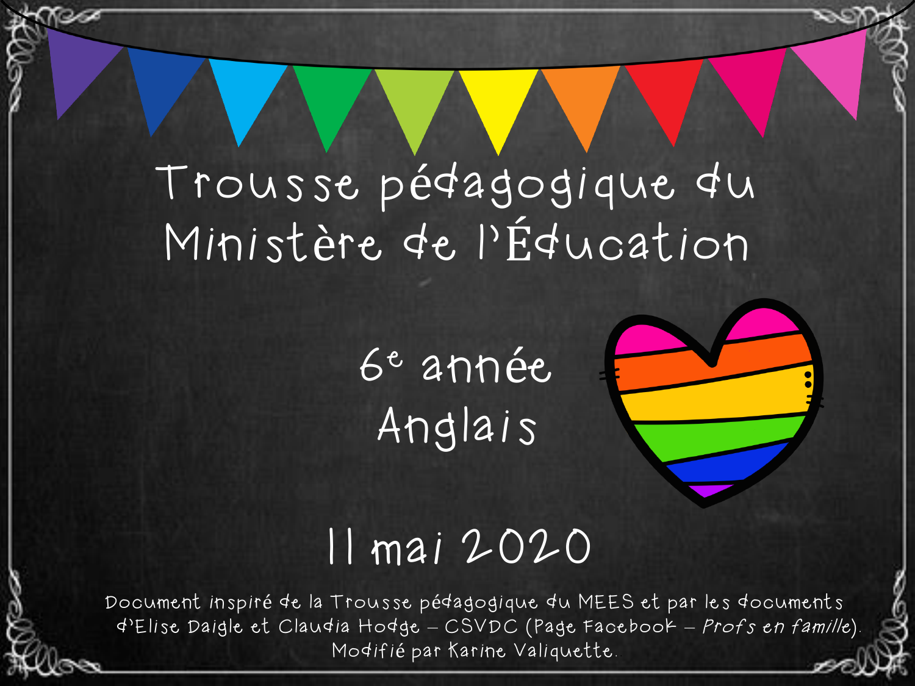# Trousse pédagogique du Ministère de l'Éducation

## 6e année
## Anglais

## 11 mai 2020

Document inspiré de la Trousse pédagogique du MEES et par les documents d'Elise Daigle et Claudia Hodge – CSVDC (Page Facebook – *Profs en famille*). Modifié par Karine Valiquette.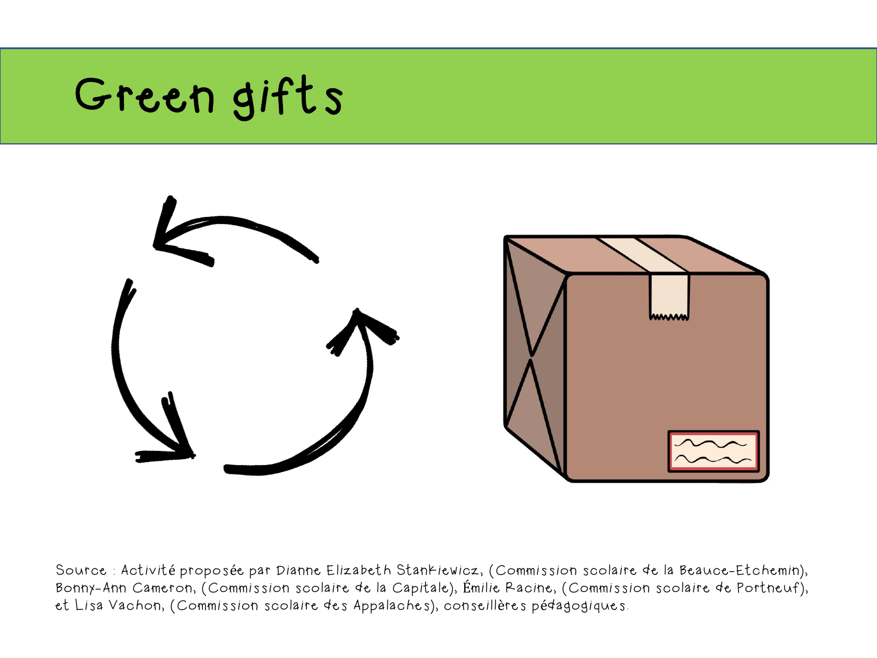# Green gifts

Source : Activité proposée par Dianne Elizabeth Stankiewicz, (Commission scolaire de la Beauce-Etchemin), Bonny-Ann Cameron, (Commission scolaire de la Capitale), Émilie Racine, (Commission scolaire de Portneuf), et Lisa Vachon, (Commission scolaire des Appalaches), conseillères pédagogiques.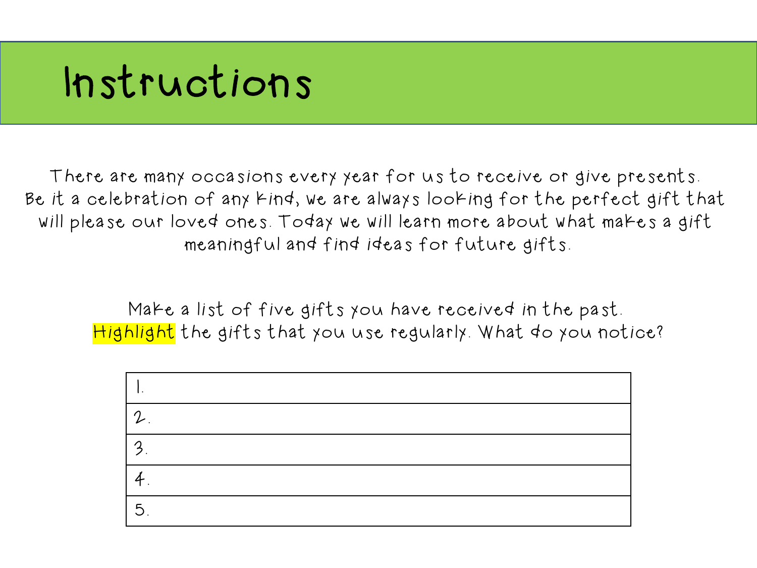# Instructions

There are many occasions every year for us to receive or give presents. Be it a celebration of any kind, we are always looking for the perfect gift that will please our loved ones. Today we will learn more about what makes a gift meaningful and find ideas for future gifts.

Make a list of five gifts you have received in the past. Highlight the gifts that you use regularly. What do you notice?

| 1. |
|---|
| 2. |
| 3. |
| 4. |
| 5. |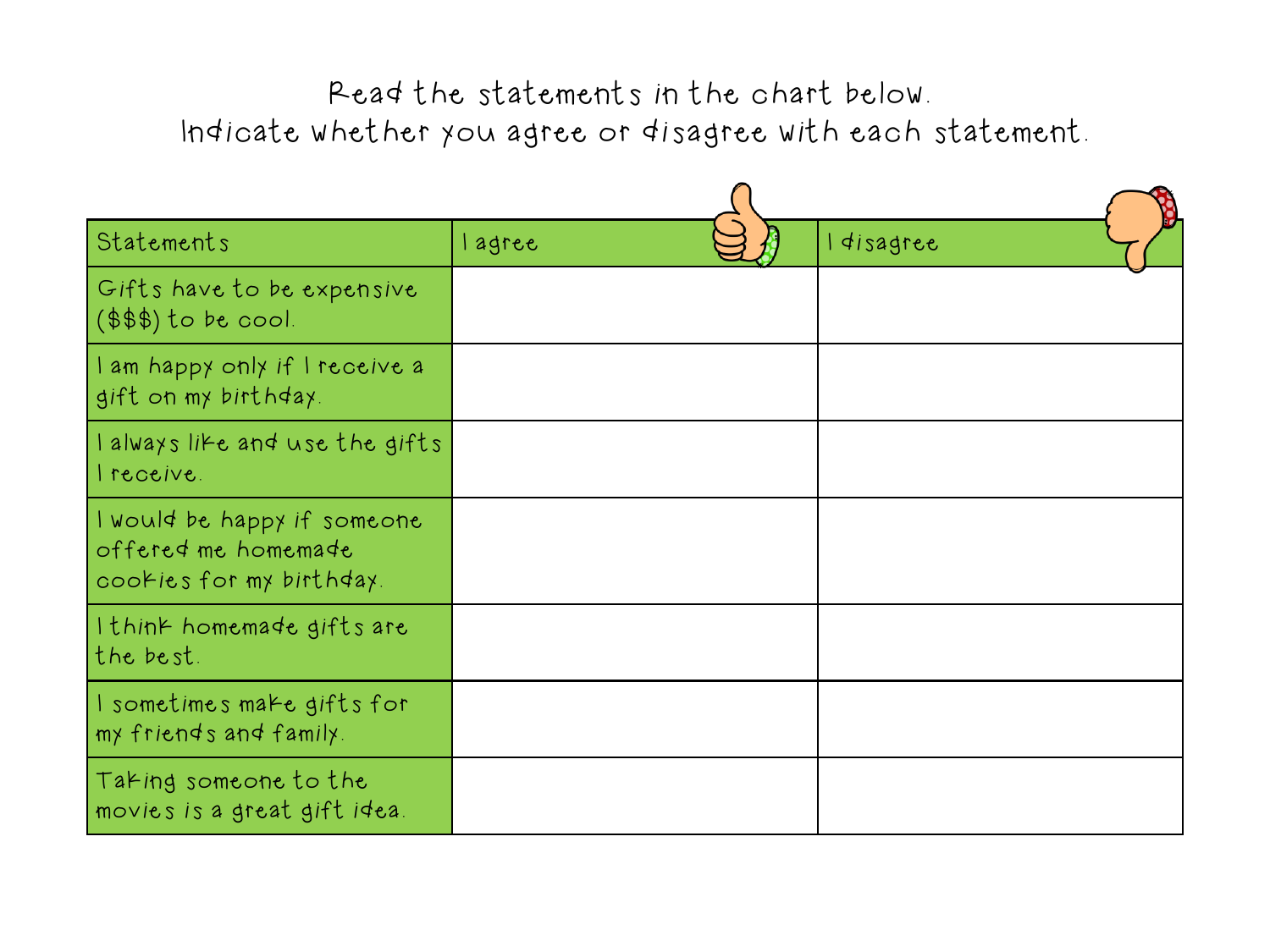Read the statements in the chart below.
Indicate whether you agree or disagree with each statement.

| Statements | I agree | I disagree |
| --- | --- | --- |
| Gifts have to be expensive ($$$) to be cool. | | |
| I am happy only if I receive a gift on my birthday. | | |
| I always like and use the gifts I receive. | | |
| I would be happy if someone offered me homemade cookies for my birthday. | | |
| I think homemade gifts are the best. | | |
| I sometimes make gifts for my friends and family. | | |
| Taking someone to the movies is a great gift idea. | | |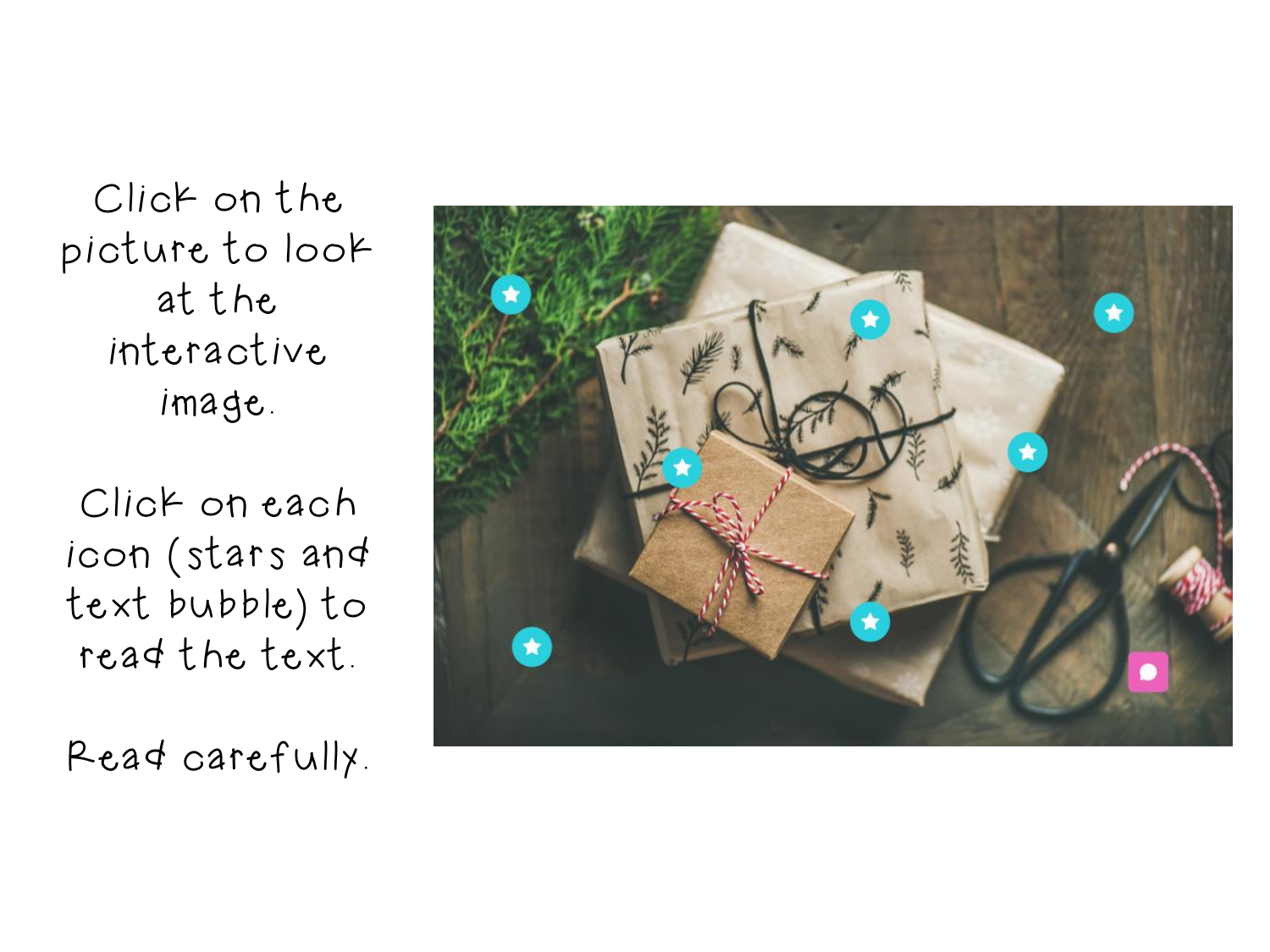Click on the picture to look at the interactive image.

Click on each icon (stars and text bubble) to read the text.

Read carefully.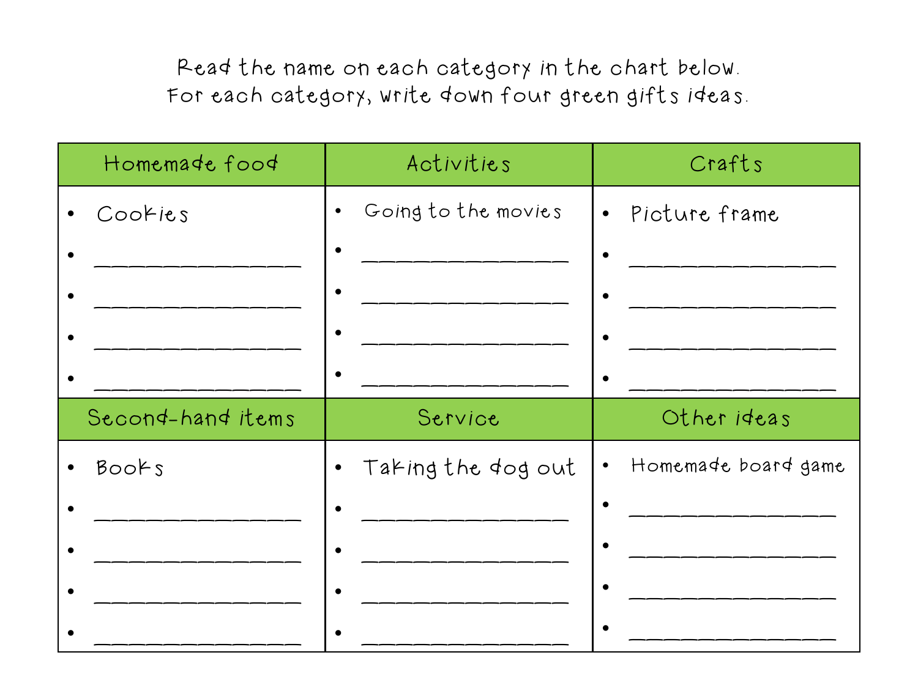Read the name on each category in the chart below.
For each category, write down four green gifts ideas.

| Homemade food | Activities | Crafts |
|---|---|---|
| • Cookies | • Going to the movies | • Picture frame |
| • _______________ | • _______________ | • _______________ |
| • _______________ | • _______________ | • _______________ |
| • _______________ | • _______________ | • _______________ |
| • _______________ | • _______________ | • _______________ |

| Second-hand items | Service | Other ideas |
|---|---|---|
| • Books | • Taking the dog out | • Homemade board game |
| • _______________ | • _______________ | • _______________ |
| • _______________ | • _______________ | • _______________ |
| • _______________ | • _______________ | • _______________ |
| • _______________ | • _______________ | • _______________ |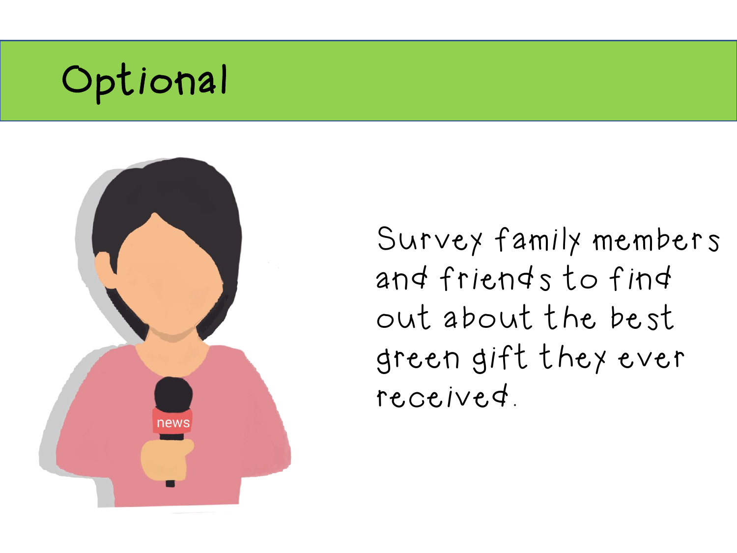# Optional

Survey family members and friends to find out about the best green gift they ever received.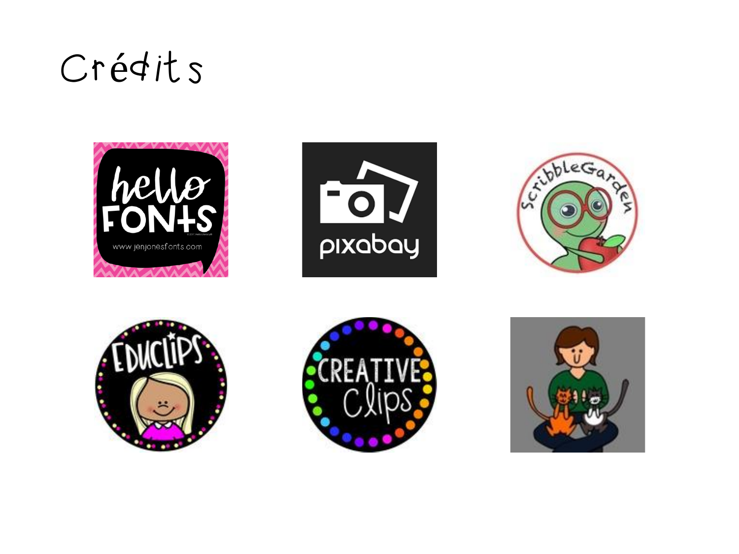# Crédits